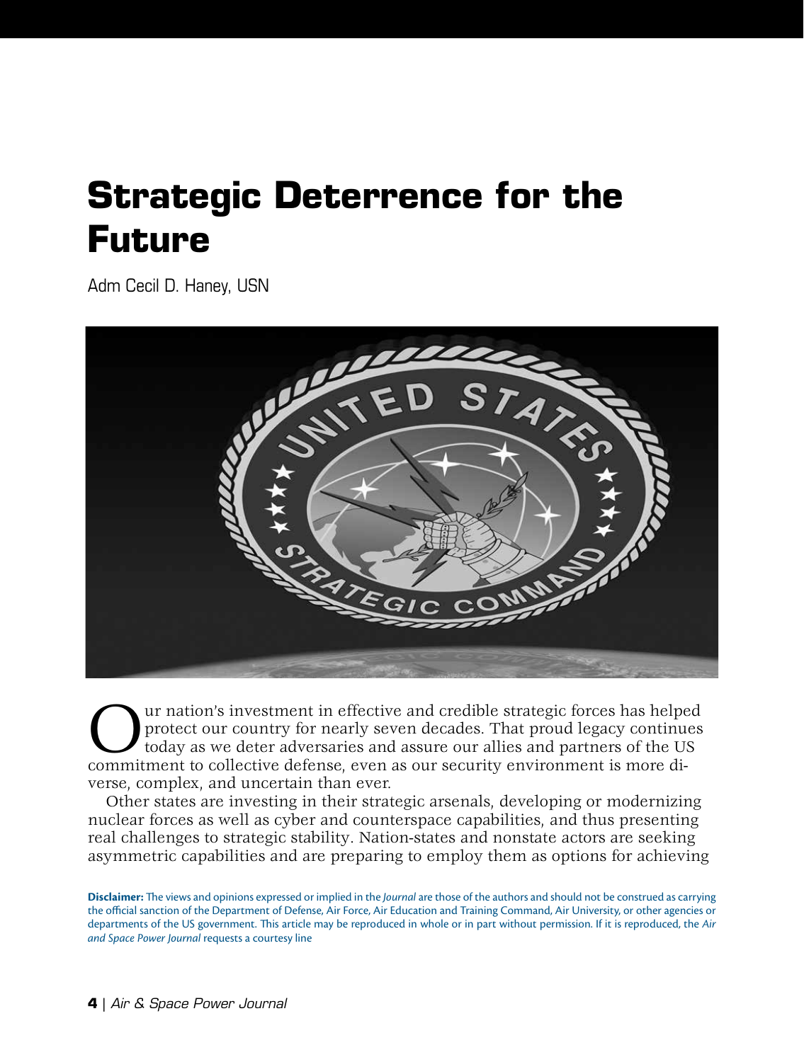# Strategic Deterrence for the Future

Adm Cecil D. Haney, USN

Our nation's investment in effective and credible strategic forces has helped protect our country for nearly seven decades. That proud legacy continues today as we deter adversaries and assure our allies and partners of the US commitment to collective defense, even as our security environment is more diverse, complex, and uncertain than ever.

Other states are investing in their strategic arsenals, developing or modernizing nuclear forces as well as cyber and counterspace capabilities, and thus presenting real challenges to strategic stability. Nation-states and nonstate actors are seeking asymmetric capabilities and are preparing to employ them as options for achieving

**Disclaimer:** The views and opinions expressed or implied in the *Journal* are those of the authors and should not be construed as carrying the official sanction of the Department of Defense, Air Force, Air Education and Training Command, Air University, or other agencies or departments of the US government. This article may be reproduced in whole or in part without permission. If it is reproduced, the *Air and Space Power Journal* requests a courtesy line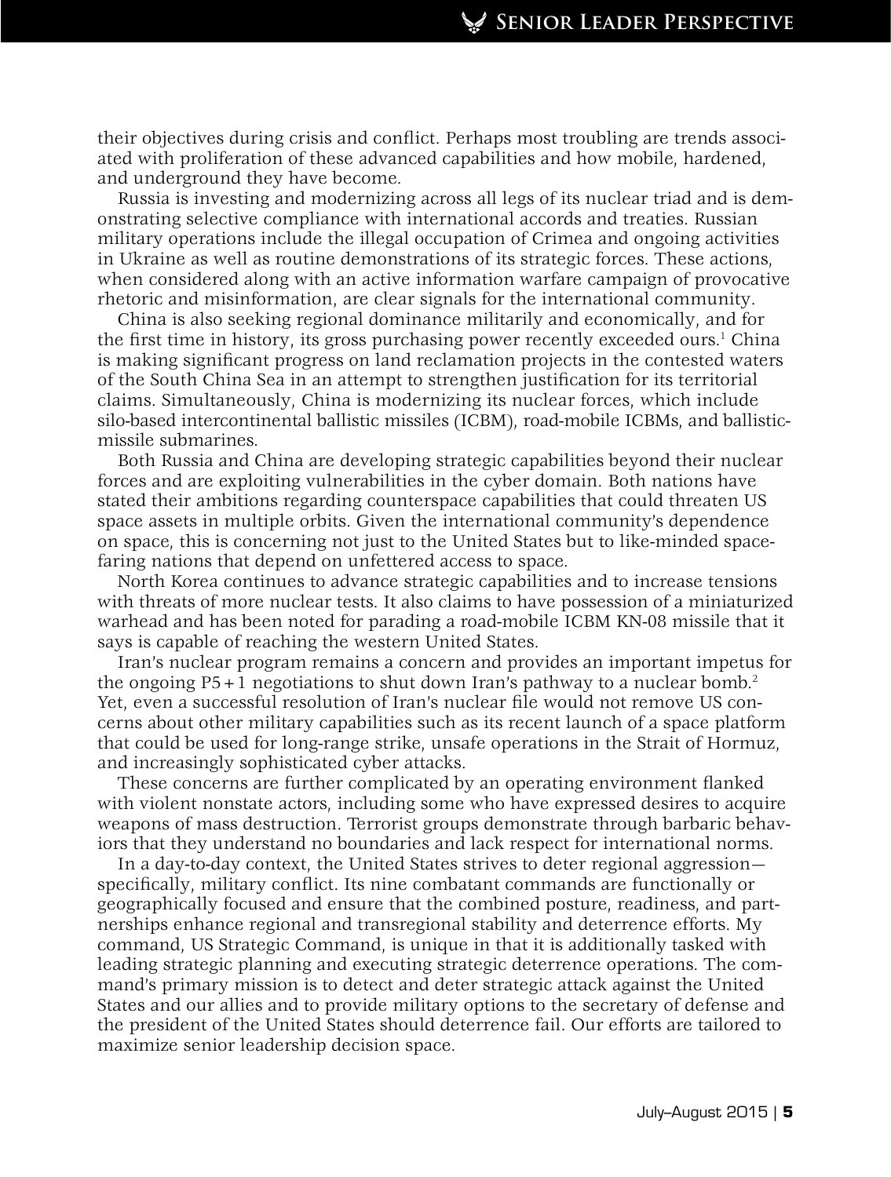their objectives during crisis and conflict. Perhaps most troubling are trends associated with proliferation of these advanced capabilities and how mobile, hardened, and underground they have become.

Russia is investing and modernizing across all legs of its nuclear triad and is demonstrating selective compliance with international accords and treaties. Russian military operations include the illegal occupation of Crimea and ongoing activities in Ukraine as well as routine demonstrations of its strategic forces. These actions, when considered along with an active information warfare campaign of provocative rhetoric and misinformation, are clear signals for the international community.

China is also seeking regional dominance militarily and economically, and for the first time in history, its gross purchasing power recently exceeded ours.[1] China is making significant progress on land reclamation projects in the contested waters of the South China Sea in an attempt to strengthen justification for its territorial claims. Simultaneously, China is modernizing its nuclear forces, which include silo-based intercontinental ballistic missiles (ICBM), road-mobile ICBMs, and ballistic-missile submarines.

Both Russia and China are developing strategic capabilities beyond their nuclear forces and are exploiting vulnerabilities in the cyber domain. Both nations have stated their ambitions regarding counterspace capabilities that could threaten US space assets in multiple orbits. Given the international community's dependence on space, this is concerning not just to the United States but to like-minded space-faring nations that depend on unfettered access to space.

North Korea continues to advance strategic capabilities and to increase tensions with threats of more nuclear tests. It also claims to have possession of a miniaturized warhead and has been noted for parading a road-mobile ICBM KN-08 missile that it says is capable of reaching the western United States.

Iran's nuclear program remains a concern and provides an important impetus for the ongoing P5 + 1 negotiations to shut down Iran's pathway to a nuclear bomb.[2] Yet, even a successful resolution of Iran's nuclear file would not remove US concerns about other military capabilities such as its recent launch of a space platform that could be used for long-range strike, unsafe operations in the Strait of Hormuz, and increasingly sophisticated cyber attacks.

These concerns are further complicated by an operating environment flanked with violent nonstate actors, including some who have expressed desires to acquire weapons of mass destruction. Terrorist groups demonstrate through barbaric behaviors that they understand no boundaries and lack respect for international norms.

In a day-to-day context, the United States strives to deter regional aggression—specifically, military conflict. Its nine combatant commands are functionally or geographically focused and ensure that the combined posture, readiness, and partnerships enhance regional and transregional stability and deterrence efforts. My command, US Strategic Command, is unique in that it is additionally tasked with leading strategic planning and executing strategic deterrence operations. The command's primary mission is to detect and deter strategic attack against the United States and our allies and to provide military options to the secretary of defense and the president of the United States should deterrence fail. Our efforts are tailored to maximize senior leadership decision space.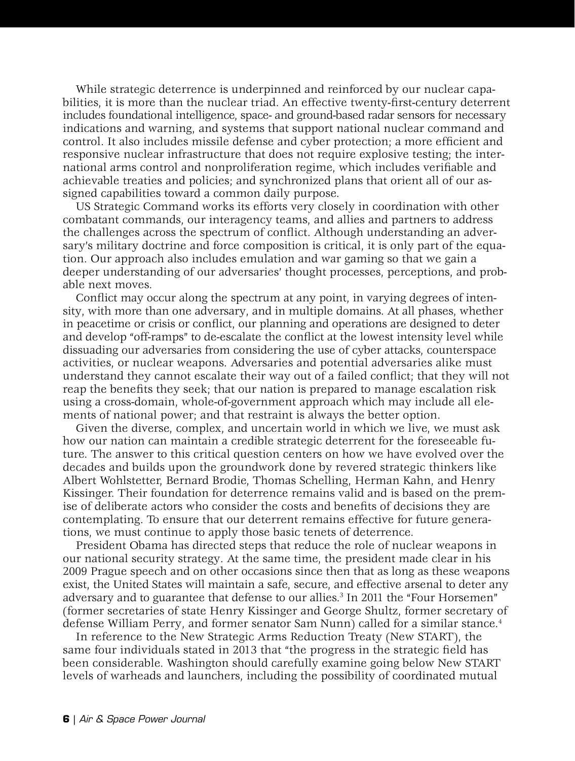While strategic deterrence is underpinned and reinforced by our nuclear capabilities, it is more than the nuclear triad. An effective twenty-first-century deterrent includes foundational intelligence, space- and ground-based radar sensors for necessary indications and warning, and systems that support national nuclear command and control. It also includes missile defense and cyber protection; a more efficient and responsive nuclear infrastructure that does not require explosive testing; the international arms control and nonproliferation regime, which includes verifiable and achievable treaties and policies; and synchronized plans that orient all of our assigned capabilities toward a common daily purpose.

US Strategic Command works its efforts very closely in coordination with other combatant commands, our interagency teams, and allies and partners to address the challenges across the spectrum of conflict. Although understanding an adversary's military doctrine and force composition is critical, it is only part of the equation. Our approach also includes emulation and war gaming so that we gain a deeper understanding of our adversaries' thought processes, perceptions, and probable next moves.

Conflict may occur along the spectrum at any point, in varying degrees of intensity, with more than one adversary, and in multiple domains. At all phases, whether in peacetime or crisis or conflict, our planning and operations are designed to deter and develop "off-ramps" to de-escalate the conflict at the lowest intensity level while dissuading our adversaries from considering the use of cyber attacks, counterspace activities, or nuclear weapons. Adversaries and potential adversaries alike must understand they cannot escalate their way out of a failed conflict; that they will not reap the benefits they seek; that our nation is prepared to manage escalation risk using a cross-domain, whole-of-government approach which may include all elements of national power; and that restraint is always the better option.

Given the diverse, complex, and uncertain world in which we live, we must ask how our nation can maintain a credible strategic deterrent for the foreseeable future. The answer to this critical question centers on how we have evolved over the decades and builds upon the groundwork done by revered strategic thinkers like Albert Wohlstetter, Bernard Brodie, Thomas Schelling, Herman Kahn, and Henry Kissinger. Their foundation for deterrence remains valid and is based on the premise of deliberate actors who consider the costs and benefits of decisions they are contemplating. To ensure that our deterrent remains effective for future generations, we must continue to apply those basic tenets of deterrence.

President Obama has directed steps that reduce the role of nuclear weapons in our national security strategy. At the same time, the president made clear in his 2009 Prague speech and on other occasions since then that as long as these weapons exist, the United States will maintain a safe, secure, and effective arsenal to deter any adversary and to guarantee that defense to our allies.[3] In 2011 the "Four Horsemen" (former secretaries of state Henry Kissinger and George Shultz, former secretary of defense William Perry, and former senator Sam Nunn) called for a similar stance.[4]

In reference to the New Strategic Arms Reduction Treaty (New START), the same four individuals stated in 2013 that "the progress in the strategic field has been considerable. Washington should carefully examine going below New START levels of warheads and launchers, including the possibility of coordinated mutual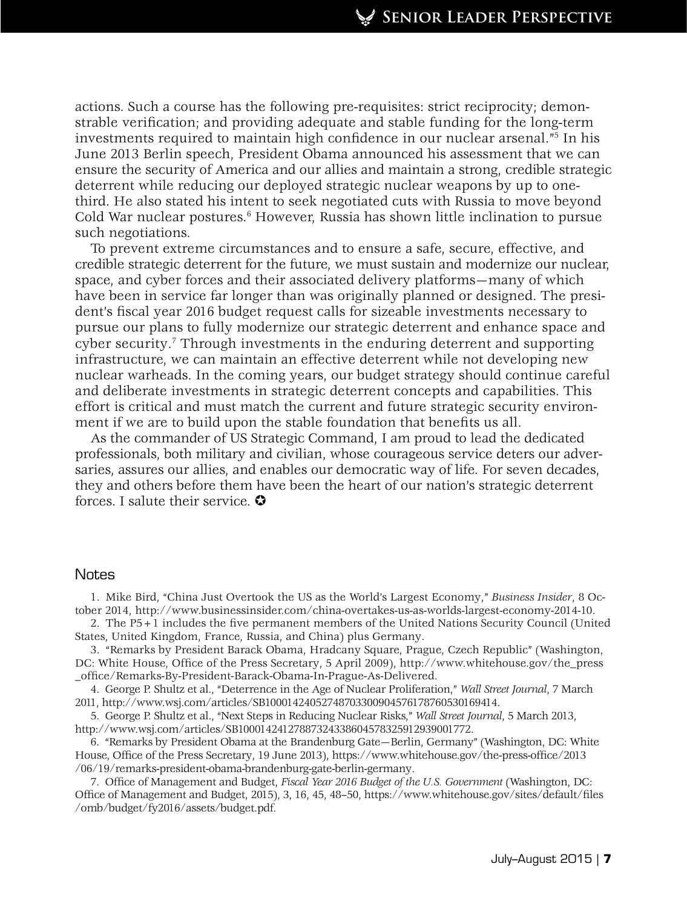actions. Such a course has the following pre-requisites: strict reciprocity; demonstrable verification; and providing adequate and stable funding for the long-term investments required to maintain high confidence in our nuclear arsenal."[5] In his June 2013 Berlin speech, President Obama announced his assessment that we can ensure the security of America and our allies and maintain a strong, credible strategic deterrent while reducing our deployed strategic nuclear weapons by up to one-third. He also stated his intent to seek negotiated cuts with Russia to move beyond Cold War nuclear postures.[6] However, Russia has shown little inclination to pursue such negotiations.

To prevent extreme circumstances and to ensure a safe, secure, effective, and credible strategic deterrent for the future, we must sustain and modernize our nuclear, space, and cyber forces and their associated delivery platforms—many of which have been in service far longer than was originally planned or designed. The president's fiscal year 2016 budget request calls for sizeable investments necessary to pursue our plans to fully modernize our strategic deterrent and enhance space and cyber security.[7] Through investments in the enduring deterrent and supporting infrastructure, we can maintain an effective deterrent while not developing new nuclear warheads. In the coming years, our budget strategy should continue careful and deliberate investments in strategic deterrent concepts and capabilities. This effort is critical and must match the current and future strategic security environment if we are to build upon the stable foundation that benefits us all.

As the commander of US Strategic Command, I am proud to lead the dedicated professionals, both military and civilian, whose courageous service deters our adversaries, assures our allies, and enables our democratic way of life. For seven decades, they and others before them have been the heart of our nation's strategic deterrent forces. I salute their service. ✪

## Notes

1. Mike Bird, "China Just Overtook the US as the World's Largest Economy," *Business Insider*, 8 October 2014, http://www.businessinsider.com/china-overtakes-us-as-worlds-largest-economy-2014-10.
2. The P5 + 1 includes the five permanent members of the United Nations Security Council (United States, United Kingdom, France, Russia, and China) plus Germany.
3. "Remarks by President Barack Obama, Hradcany Square, Prague, Czech Republic" (Washington, DC: White House, Office of the Press Secretary, 5 April 2009), http://www.whitehouse.gov/the_press_office/Remarks-By-President-Barack-Obama-In-Prague-As-Delivered.
4. George P. Shultz et al., "Deterrence in the Age of Nuclear Proliferation," *Wall Street Journal*, 7 March 2011, http://www.wsj.com/articles/SB10001424052748703300904576178760530169414.
5. George P. Shultz et al., "Next Steps in Reducing Nuclear Risks," *Wall Street Journal*, 5 March 2013, http://www.wsj.com/articles/SB10001424127887324338604578325912939001772.
6. "Remarks by President Obama at the Brandenburg Gate—Berlin, Germany" (Washington, DC: White House, Office of the Press Secretary, 19 June 2013), https://www.whitehouse.gov/the-press-office/2013/06/19/remarks-president-obama-brandenburg-gate-berlin-germany.
7. Office of Management and Budget, *Fiscal Year 2016 Budget of the U.S. Government* (Washington, DC: Office of Management and Budget, 2015), 3, 16, 45, 48–50, https://www.whitehouse.gov/sites/default/files/omb/budget/fy2016/assets/budget.pdf.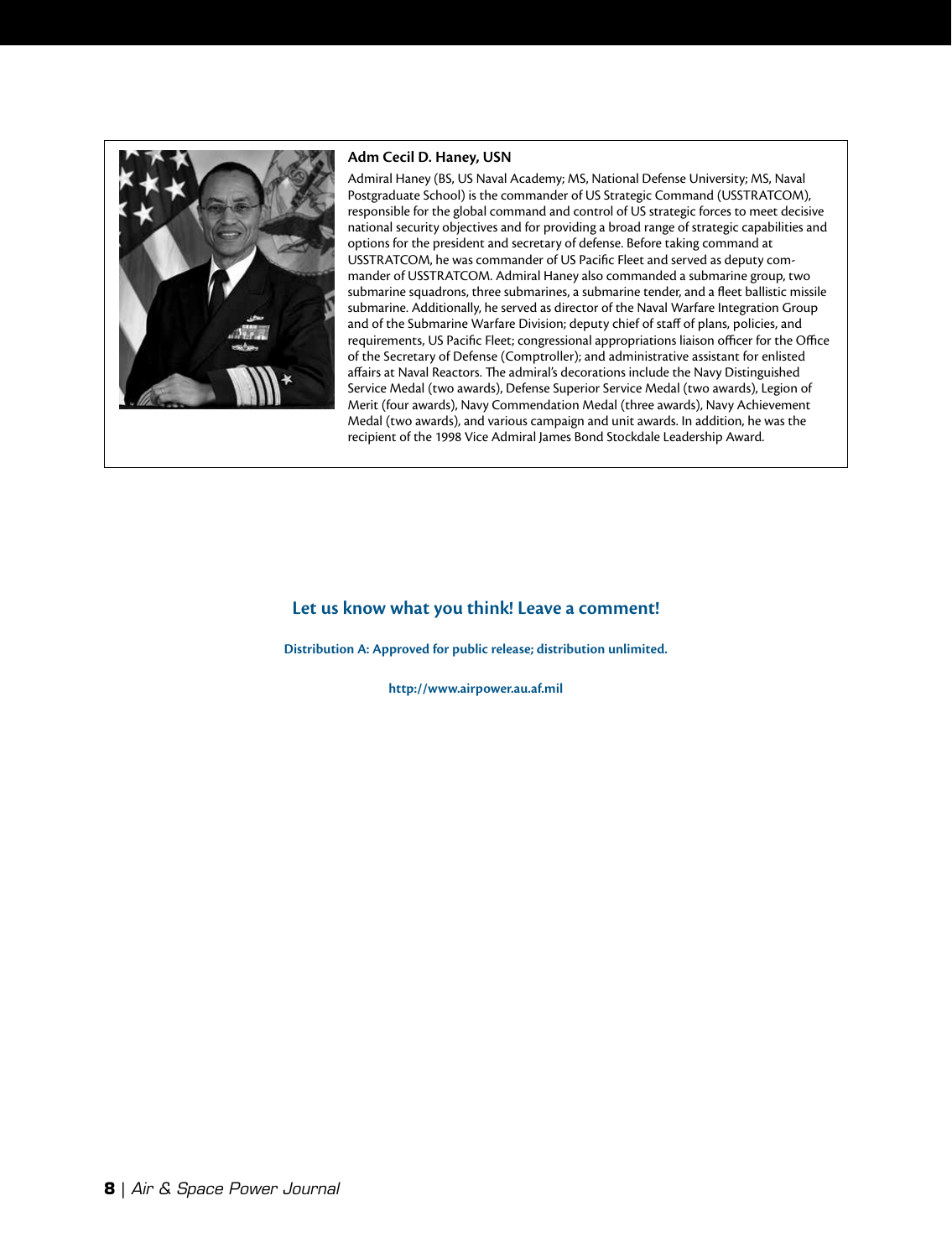**Adm Cecil D. Haney, USN**

Admiral Haney (BS, US Naval Academy; MS, National Defense University; MS, Naval Postgraduate School) is the commander of US Strategic Command (USSTRATCOM), responsible for the global command and control of US strategic forces to meet decisive national security objectives and for providing a broad range of strategic capabilities and options for the president and secretary of defense. Before taking command at USSTRATCOM, he was commander of US Pacific Fleet and served as deputy commander of USSTRATCOM. Admiral Haney also commanded a submarine group, two submarine squadrons, three submarines, a submarine tender, and a fleet ballistic missile submarine. Additionally, he served as director of the Naval Warfare Integration Group and of the Submarine Warfare Division; deputy chief of staff of plans, policies, and requirements, US Pacific Fleet; congressional appropriations liaison officer for the Office of the Secretary of Defense (Comptroller); and administrative assistant for enlisted affairs at Naval Reactors. The admiral's decorations include the Navy Distinguished Service Medal (two awards), Defense Superior Service Medal (two awards), Legion of Merit (four awards), Navy Commendation Medal (three awards), Navy Achievement Medal (two awards), and various campaign and unit awards. In addition, he was the recipient of the 1998 Vice Admiral James Bond Stockdale Leadership Award.

**Let us know what you think! Leave a comment!**

**Distribution A: Approved for public release; distribution unlimited.**

**http://www.airpower.au.af.mil**